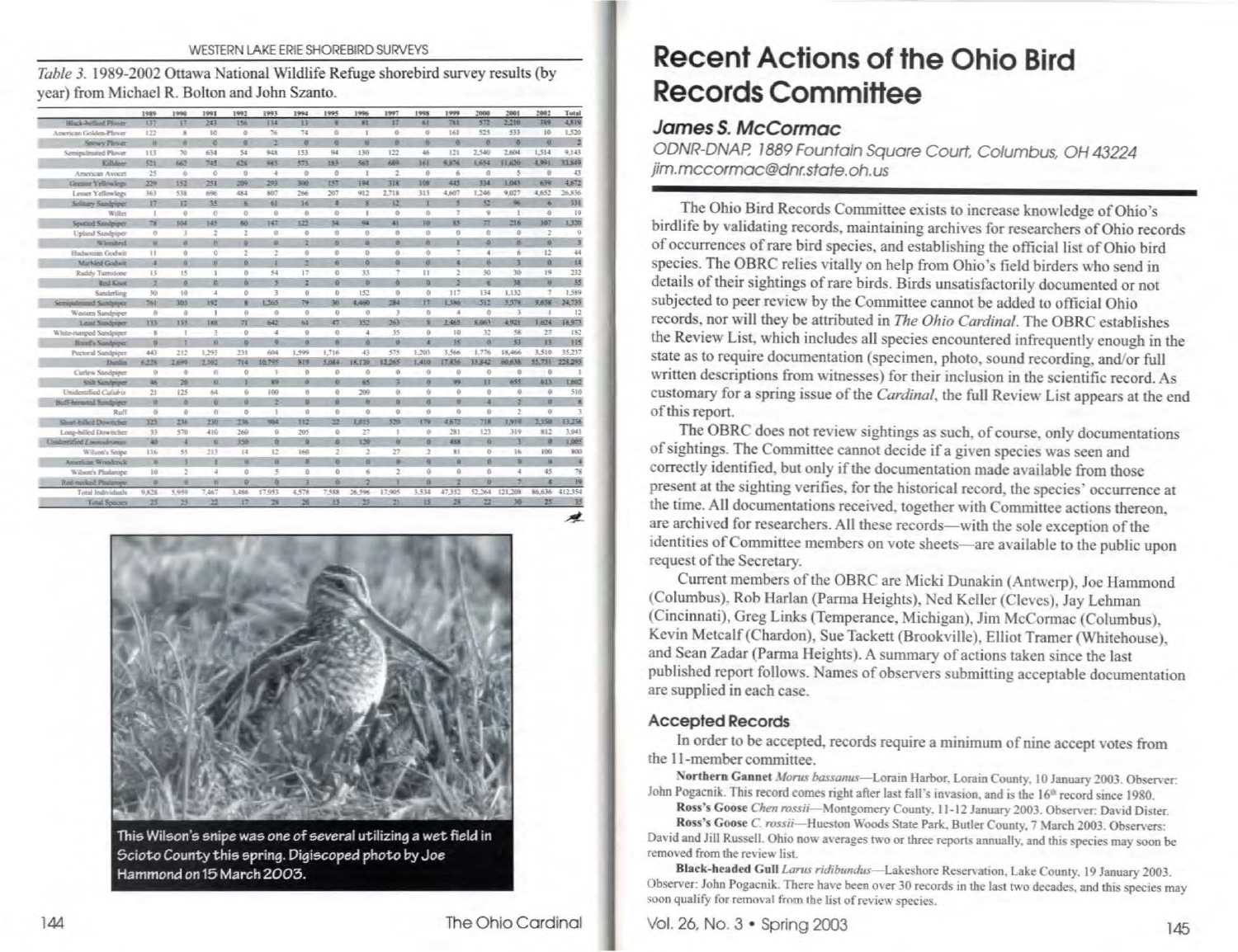*Table 3.* 1989-2002 Ottawa National Wildlife Refuge shorebird survey results (by year) from Michael R. Bolton and John Szanto.

| | 1989 | 1990 | 1991 | 1992 | 1993 | 1994 | 1995 | 1996 | 1997 | 1998 | 1999 | 2000 | 2001 | 2002 | Total |
|---|---|---|---|---|---|---|---|---|---|---|---|---|---|---|---|
| Black-bellied Plover | 137 | 17 | 243 | 156 | 134 | 13 | 8 | 81 | 17 | 61 | 781 | 572 | 2,210 | 389 | 4,819 |
| American Golden-Plover | 122 | 8 | 10 | 0 | 76 | 74 | 0 | 1 | 0 | 0 | 161 | 525 | 533 | 10 | 1,520 |
| Snowy Plover | 0 | 0 | 0 | 0 | 2 | 0 | 0 | 0 | 0 | 0 | 0 | 0 | 0 | 0 | 2 |
| Semipalmated Plover | 113 | 70 | 634 | 54 | 948 | 153 | 94 | 130 | 122 | 46 | 121 | 2,540 | 2,604 | 1,514 | 9,143 |
| Killdeer | 521 | 662 | 745 | 626 | 993 | 573 | 183 | 563 | 689 | 161 | 9,876 | 1,654 | 11,620 | 4,991 | 33,849 |
| American Avocet | 25 | 0 | 0 | 0 | 4 | 0 | 0 | 1 | 2 | 0 | 6 | 0 | 5 | 0 | 43 |
| Greater Yellowlegs | 229 | 152 | 251 | 209 | 293 | 300 | 157 | 194 | 318 | 108 | 443 | 334 | 1,045 | 639 | 4,672 |
| Lesser Yellowlegs | 363 | 538 | 696 | 484 | 807 | 266 | 207 | 912 | 2,718 | 313 | 4,607 | 1,246 | 9,027 | 4,652 | 26,836 |
| Solitary Sandpiper | 17 | 12 | 35 | 6 | 61 | 16 | 8 | 8 | 12 | 1 | 5 | 52 | 96 | 6 | 331 |
| Willet | 1 | 0 | 0 | 0 | 0 | 0 | 0 | 1 | 0 | 0 | 7 | 9 | 1 | 0 | 19 |
| Spotted Sandpiper | 78 | 104 | 145 | 60 | 147 | 122 | 54 | 94 | 41 | 10 | 85 | 77 | 216 | 107 | 1,320 |
| Upland Sandpiper | 0 | 3 | 2 | 2 | 0 | 0 | 0 | 0 | 0 | 0 | 0 | 0 | 0 | 2 | 9 |
| Whimbrel | 0 | 0 | 0 | 0 | 0 | 2 | 0 | 0 | 0 | 0 | 1 | 0 | 0 | 0 | 3 |
| Hudsonian Godwit | 11 | 0 | 0 | 2 | 2 | 0 | 0 | 0 | 0 | 0 | 7 | 4 | 6 | 12 | 44 |
| Marbled Godwit | 4 | 0 | 0 | 0 | 1 | 2 | 0 | 0 | 0 | 0 | 4 | 0 | 3 | 0 | 14 |
| Ruddy Turnstone | 13 | 15 | 1 | 0 | 54 | 17 | 0 | 33 | 7 | 11 | 2 | 30 | 30 | 19 | 232 |
| Red Knot | 2 | 0 | 0 | 0 | 5 | 2 | 0 | 0 | 0 | 0 | 2 | 6 | 38 | 0 | 55 |
| Sanderling | 30 | 10 | 4 | 0 | 3 | 0 | 0 | 152 | 0 | 0 | 117 | 134 | 1,132 | 7 | 1,589 |
| Semipalmated Sandpiper | 761 | 305 | 192 | 8 | 1,265 | 79 | 30 | 4,460 | 284 | 17 | 1,386 | 512 | 5,578 | 9,658 | 24,735 |
| Western Sandpiper | 0 | 0 | 1 | 0 | 0 | 0 | 0 | 0 | 3 | 0 | 4 | 0 | 3 | 1 | 12 |
| Least Sandpiper | 133 | 133 | 188 | 71 | 642 | 61 | 47 | 352 | 263 | 8 | 2,465 | 6,063 | 4,921 | 1,624 | 16,973 |
| White-rumped Sandpiper | 8 | 1 | 3 | 0 | 4 | 0 | 0 | 4 | 35 | 0 | 10 | 32 | 58 | 27 | 182 |
| Baird's Sandpiper | 0 | 1 | 0 | 0 | 9 | 0 | 0 | 0 | 0 | 4 | 35 | 0 | 53 | 13 | 115 |
| Pectoral Sandpiper | 443 | 212 | 1,293 | 231 | 604 | 1,599 | 1,716 | 43 | 575 | 1,203 | 3,566 | 1,776 | 18,466 | 3,510 | 35,237 |
| Dunlin | 6,228 | 2,699 | 2,102 | 714 | 10,795 | 819 | 5,084 | 18,130 | 12,265 | 1,410 | 17,836 | 35,842 | 60,638 | 55,731 | 228,293 |
| Curlew Sandpiper | 0 | 0 | 0 | 0 | 1 | 0 | 0 | 0 | 0 | 0 | 0 | 0 | 0 | 0 | 1 |
| Stilt Sandpiper | 46 | 20 | 0 | 1 | 89 | 0 | 0 | 65 | 3 | 0 | 99 | 11 | 655 | 613 | 1,602 |
| Unidentified Calidris | 21 | 125 | 64 | 0 | 100 | 0 | 0 | 200 | 0 | 0 | 0 | 0 | 0 | 0 | 510 |
| Buff-breasted Sandpiper | 0 | 0 | 0 | 0 | 2 | 0 | 0 | 0 | 0 | 0 | 0 | 4 | 2 | 0 | 8 |
| Ruff | 0 | 0 | 0 | 0 | 1 | 0 | 0 | 0 | 0 | 0 | 0 | 0 | 2 | 0 | 3 |
| Short-billed Dowitcher | 323 | 236 | 230 | 236 | 984 | 112 | 22 | 1,015 | 520 | 179 | 4,672 | 718 | 1,919 | 2,350 | 13,236 |
| Long-billed Dowitcher | 33 | 570 | 410 | 260 | 0 | 205 | 0 | 27 | 1 | 0 | 281 | 123 | 319 | 812 | 3,041 |
| Unidentified Limnodromus | 40 | 4 | 0 | 350 | 0 | 0 | 0 | 120 | 0 | 0 | 488 | 0 | 3 | 0 | 1,005 |
| Wilson's Snipe | 116 | 55 | 213 | 14 | 12 | 160 | 2 | 2 | 27 | 2 | 81 | 0 | 16 | 100 | 800 |
| American Woodcock | 0 | 3 | 1 | 0 | 0 | 0 | 0 | 0 | 0 | 0 | 0 | 0 | 0 | 0 | 4 |
| Wilson's Phalarope | 10 | 2 | 4 | 0 | 5 | 0 | 0 | 6 | 2 | 0 | 0 | 0 | 4 | 45 | 78 |
| Red-necked Phalarope | 0 | 0 | 0 | 0 | 0 | 3 | 0 | 2 | 1 | 0 | 2 | 0 | 7 | 4 | 19 |
| Total Individuals | 9,828 | 5,959 | 7,467 | 3,486 | 17,953 | 4,578 | 7,588 | 26,596 | 17,905 | 3,534 | 47,352 | 52,264 | 121,208 | 86,636 | 412,354 |
| Total Species | 25 | 23 | 22 | 17 | 29 | 20 | 13 | 23 | 21 | 15 | 28 | 22 | 30 | 25 | 35 |

This Wilson's snipe was one of several utilizing a wet field in Scioto County this spring. Digiscoped photo by Joe Hammond on 15 March 2003.

# Recent Actions of the Ohio Bird Records Committee

## *James S. McCormac*

*ODNR-DNAP, 1889 Fountain Square Court, Columbus, OH 43224*
*jim.mccormac@dnr.state.oh.us*

The Ohio Bird Records Committee exists to increase knowledge of Ohio's birdlife by validating records, maintaining archives for researchers of Ohio records of occurrences of rare bird species, and establishing the official list of Ohio bird species. The OBRC relies vitally on help from Ohio's field birders who send in details of their sightings of rare birds. Birds unsatisfactorily documented or not subjected to peer review by the Committee cannot be added to official Ohio records, nor will they be attributed in *The Ohio Cardinal*. The OBRC establishes the Review List, which includes all species encountered infrequently enough in the state as to require documentation (specimen, photo, sound recording, and/or full written descriptions from witnesses) for their inclusion in the scientific record. As customary for a spring issue of the *Cardinal*, the full Review List appears at the end of this report.

The OBRC does not review sightings as such, of course, only documentations of sightings. The Committee cannot decide if a given species was seen and correctly identified, but only if the documentation made available from those present at the sighting verifies, for the historical record, the species' occurrence at the time. All documentations received, together with Committee actions thereon, are archived for researchers. All these records—with the sole exception of the identities of Committee members on vote sheets—are available to the public upon request of the Secretary.

Current members of the OBRC are Micki Dunakin (Antwerp), Joe Hammond (Columbus), Rob Harlan (Parma Heights), Ned Keller (Cleves), Jay Lehman (Cincinnati), Greg Links (Temperance, Michigan), Jim McCormac (Columbus), Kevin Metcalf (Chardon), Sue Tackett (Brookville), Elliot Tramer (Whitehouse), and Sean Zadar (Parma Heights). A summary of actions taken since the last published report follows. Names of observers submitting acceptable documentation are supplied in each case.

### Accepted Records

In order to be accepted, records require a minimum of nine accept votes from the 11-member committee.

**Northern Gannet** *Morus bassanus*—Lorain Harbor, Lorain County, 10 January 2003. Observer: John Pogacnik. This record comes right after last fall's invasion, and is the 16th record since 1980.

**Ross's Goose** *Chen rossii*—Montgomery County, 11-12 January 2003. Observer: David Dister.

**Ross's Goose** *C. rossii*—Hueston Woods State Park, Butler County, 7 March 2003. Observers: David and Jill Russell. Ohio now averages two or three reports annually, and this species may soon be removed from the review list.

**Black-headed Gull** *Larus ridibundus*—Lakeshore Reservation, Lake County, 19 January 2003. Observer: John Pogacnik. There have been over 30 records in the last two decades, and this species may soon qualify for removal from the list of review species.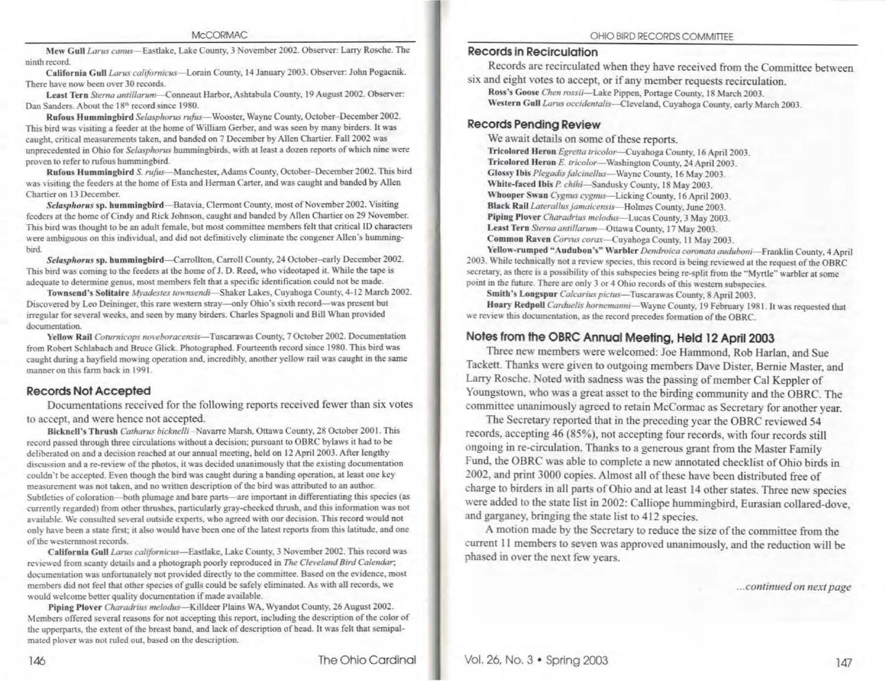**Mew Gull** *Larus canus*—Eastlake, Lake County, 3 November 2002. Observer: Larry Rosche. The ninth record.

**California Gull** *Larus californicus*—Lorain County, 14 January 2003. Observer: John Pogacnik. There have now been over 30 records.

**Least Tern** *Sterna antillarum*—Conneaut Harbor, Ashtabula County, 19 August 2002. Observer: Dan Sanders. About the 18th record since 1980.

**Rufous Hummingbird** *Selasphorus rufus*—Wooster, Wayne County, October-December 2002. This bird was visiting a feeder at the home of William Gerber, and was seen by many birders. It was caught, critical measurements taken, and banded on 7 December by Allen Chartier. Fall 2002 was unprecedented in Ohio for *Selasphorus* hummingbirds, with at least a dozen reports of which nine were proven to refer to rufous hummingbird.

**Rufous Hummingbird** *S. rufus*—Manchester, Adams County, October-December 2002. This bird was visiting the feeders at the home of Esta and Herman Carter, and was caught and banded by Allen Chartier on 13 December.

***Selasphorus* sp. hummingbird**—Batavia, Clermont County, most of November 2002. Visiting feeders at the home of Cindy and Rick Johnson, caught and banded by Allen Chartier on 29 November. This bird was thought to be an adult female, but most committee members felt that critical ID characters were ambiguous on this individual, and did not definitively eliminate the congener Allen's hummingbird.

***Selasphorus* sp. hummingbird**—Carrollton, Carroll County, 24 October-early December 2002. This bird was coming to the feeders at the home of J. D. Reed, who videotaped it. While the tape is adequate to determine genus, most members felt that a specific identification could not be made.

**Townsend's Solitaire** *Myadestes townsendi*—Shaker Lakes, Cuyahoga County, 4-12 March 2002. Discovered by Leo Deininger, this rare western stray—only Ohio's sixth record—was present but irregular for several weeks, and seen by many birders. Charles Spagnoli and Bill Whan provided documentation.

**Yellow Rail** *Coturnicops noveboracensis*—Tuscarawas County, 7 October 2002. Documentation from Robert Schlabach and Bruce Glick. Photographed. Fourteenth record since 1980. This bird was caught during a hayfield mowing operation and, incredibly, another yellow rail was caught in the same manner on this farm back in 1991.

## Records Not Accepted

Documentations received for the following reports received fewer than six votes to accept, and were hence not accepted.

**Bicknell's Thrush** *Catharus bicknelli*–Navarre Marsh, Ottawa County, 28 October 2001. This record passed through three circulations without a decision; pursuant to OBRC bylaws it had to be deliberated on and a decision reached at our annual meeting, held on 12 April 2003. After lengthy discussion and a re-review of the photos, it was decided unanimously that the existing documentation couldn't be accepted. Even though the bird was caught during a banding operation, at least one key measurement was not taken, and no written description of the bird was attributed to an author. Subtleties of coloration—both plumage and bare parts—are important in differentiating this species (as currently regarded) from other thrushes, particularly gray-cheeked thrush, and this information was not available. We consulted several outside experts, who agreed with our decision. This record would not only have been a state first; it also would have been one of the latest reports from this latitude, and one of the westernmost records.

**California Gull** *Larus californicus*—Eastlake, Lake County, 3 November 2002. This record was reviewed from scanty details and a photograph poorly reproduced in *The Cleveland Bird Calendar*; documentation was unfortunately not provided directly to the committee. Based on the evidence, most members did not feel that other species of gulls could be safely eliminated. As with all records, we would welcome better quality documentation if made available.

**Piping Plover** *Charadrius melodus*—Killdeer Plains WA, Wyandot County, 26 August 2002. Members offered several reasons for not accepting this report, including the description of the color of the upperparts, the extent of the breast band, and lack of description of head. It was felt that semipalmated plover was not ruled out, based on the description.

## Records in Recirculation

Records are recirculated when they have received from the Committee between six and eight votes to accept, or if any member requests recirculation.

**Ross's Goose** *Chen rossii*—Lake Pippen, Portage County, 18 March 2003.

**Western Gull** *Larus occidentalis*—Cleveland, Cuyahoga County, early March 2003.

## Records Pending Review

We await details on some of these reports.

**Tricolored Heron** *Egretta tricolor*—Cuyahoga County, 16 April 2003.

**Tricolored Heron** *E. tricolor*—Washington County, 24 April 2003.

**Glossy Ibis** *Plegadis falcinellus*—Wayne County, 16 May 2003.

**White-faced Ibis** *P. chihi*—Sandusky County, 18 May 2003.

**Whooper Swan** *Cygnus cygnus*—Licking County, 16 April 2003.

**Black Rail** *Laterallus jamaicensis*—Holmes County, June 2003.

**Piping Plover** *Charadrius melodus*—Lucas County, 3 May 2003.

**Least Tern** *Sterna antillarum*—Ottawa County, 17 May 2003.

**Common Raven** *Corvus corax*—Cuyahoga County, 11 May 2003.

**Yellow-rumped "Audubon's" Warbler** *Dendroica coronata auduboni*—Franklin County, 4 April 2003. While technically not a review species, this record is being reviewed at the request of the OBRC secretary, as there is a possibility of this subspecies being re-split from the "Myrtle" warbler at some point in the future. There are only 3 or 4 Ohio records of this western subspecies.

**Smith's Longspur** *Calcarius pictus*—Tuscarawas County, 8 April 2003.

**Hoary Redpoll** *Carduelis hornemanni*—Wayne County, 19 February 1981. It was requested that we review this documentation, as the record precedes formation of the OBRC.

## Notes from the OBRC Annual Meeting, Held 12 April 2003

Three new members were welcomed: Joe Hammond, Rob Harlan, and Sue Tackett. Thanks were given to outgoing members Dave Dister, Bernie Master, and Larry Rosche. Noted with sadness was the passing of member Cal Keppler of Youngstown, who was a great asset to the birding community and the OBRC. The committee unanimously agreed to retain McCormac as Secretary for another year.

The Secretary reported that in the preceding year the OBRC reviewed 54 records, accepting 46 (85%), not accepting four records, with four records still ongoing in re-circulation. Thanks to a generous grant from the Master Family Fund, the OBRC was able to complete a new annotated checklist of Ohio birds in 2002, and print 3000 copies. Almost all of these have been distributed free of charge to birders in all parts of Ohio and at least 14 other states. Three new species were added to the state list in 2002: Calliope hummingbird, Eurasian collared-dove, and garganey, bringing the state list to 412 species.

A motion made by the Secretary to reduce the size of the committee from the current 11 members to seven was approved unanimously, and the reduction will be phased in over the next few years.

*...continued on next page*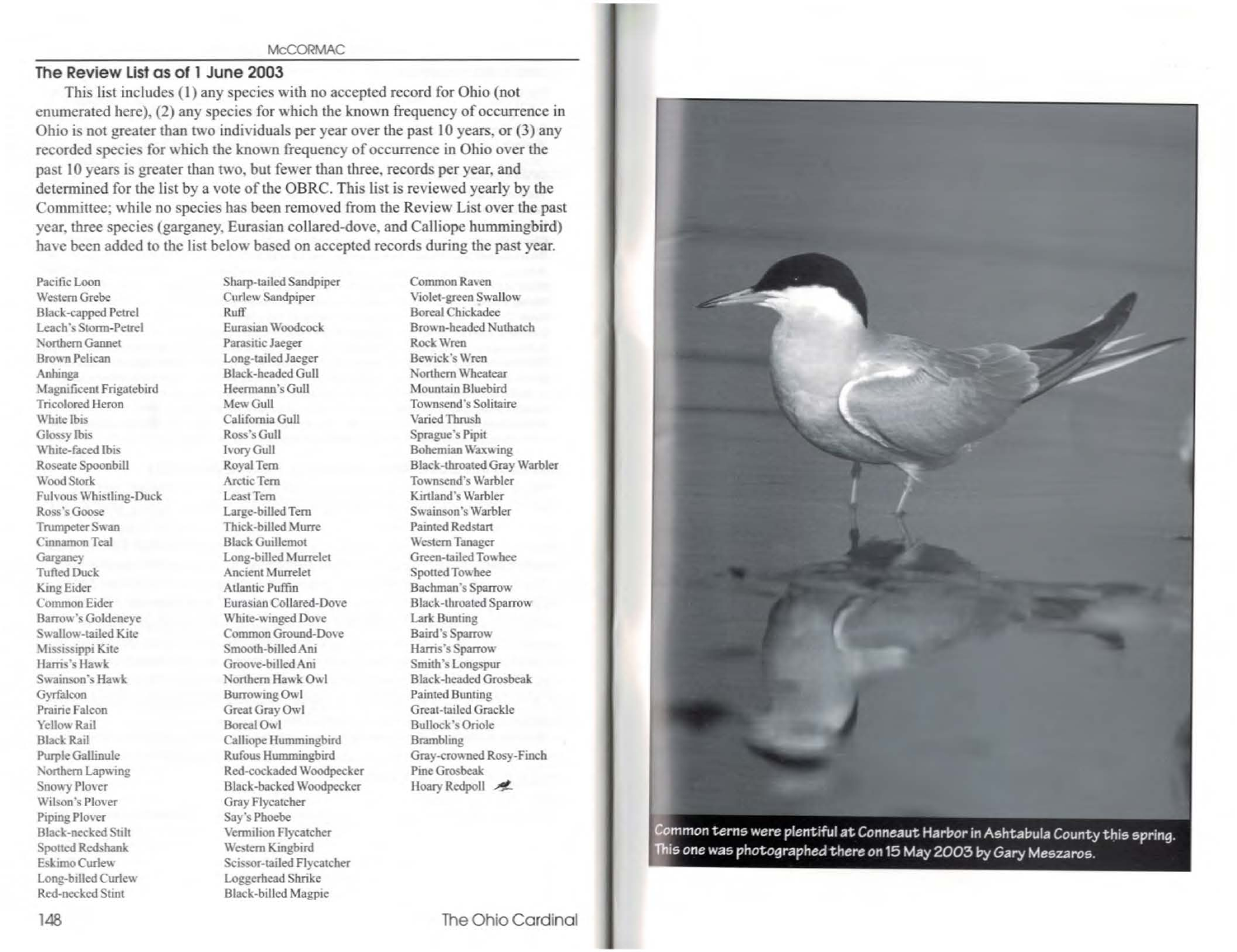## The Review List as of 1 June 2003

This list includes (1) any species with no accepted record for Ohio (not enumerated here), (2) any species for which the known frequency of occurrence in Ohio is not greater than two individuals per year over the past 10 years, or (3) any recorded species for which the known frequency of occurrence in Ohio over the past 10 years is greater than two, but fewer than three, records per year, and determined for the list by a vote of the OBRC. This list is reviewed yearly by the Committee; while no species has been removed from the Review List over the past year, three species (garganey, Eurasian collared-dove, and Calliope hummingbird) have been added to the list below based on accepted records during the past year.

Pacific Loon
Western Grebe
Black-capped Petrel
Leach's Storm-Petrel
Northern Gannet
Brown Pelican
Anhinga
Magnificent Frigatebird
Tricolored Heron
White Ibis
Glossy Ibis
White-faced Ibis
Roseate Spoonbill
Wood Stork
Fulvous Whistling-Duck
Ross's Goose
Trumpeter Swan
Cinnamon Teal
Garganey
Tufted Duck
King Eider
Common Eider
Barrow's Goldeneye
Swallow-tailed Kite
Mississippi Kite
Harris's Hawk
Swainson's Hawk
Gyrfalcon
Prairie Falcon
Yellow Rail
Black Rail
Purple Gallinule
Northern Lapwing
Snowy Plover
Wilson's Plover
Piping Plover
Black-necked Stilt
Spotted Redshank
Eskimo Curlew
Long-billed Curlew
Red-necked Stint
Sharp-tailed Sandpiper
Curlew Sandpiper
Ruff
Eurasian Woodcock
Parasitic Jaeger
Long-tailed Jaeger
Black-headed Gull
Heermann's Gull
Mew Gull
California Gull
Ross's Gull
Ivory Gull
Royal Tern
Arctic Tern
Least Tern
Large-billed Tern
Thick-billed Murre
Black Guillemot
Long-billed Murrelet
Ancient Murrelet
Atlantic Puffin
Eurasian Collared-Dove
White-winged Dove
Common Ground-Dove
Smooth-billed Ani
Groove-billed Ani
Northern Hawk Owl
Burrowing Owl
Great Gray Owl
Boreal Owl
Calliope Hummingbird
Rufous Hummingbird
Red-cockaded Woodpecker
Black-backed Woodpecker
Gray Flycatcher
Say's Phoebe
Vermilion Flycatcher
Western Kingbird
Scissor-tailed Flycatcher
Loggerhead Shrike
Black-billed Magpie
Common Raven
Violet-green Swallow
Boreal Chickadee
Brown-headed Nuthatch
Rock Wren
Bewick's Wren
Northern Wheatear
Mountain Bluebird
Townsend's Solitaire
Varied Thrush
Sprague's Pipit
Bohemian Waxwing
Black-throated Gray Warbler
Townsend's Warbler
Kirtland's Warbler
Swainson's Warbler
Painted Redstart
Western Tanager
Green-tailed Towhee
Spotted Towhee
Bachman's Sparrow
Black-throated Sparrow
Lark Bunting
Baird's Sparrow
Harris's Sparrow
Smith's Longspur
Black-headed Grosbeak
Painted Bunting
Great-tailed Grackle
Bullock's Oriole
Brambling
Gray-crowned Rosy-Finch
Pine Grosbeak
Hoary Redpoll

Common terns were plentiful at Conneaut Harbor in Ashtabula County this spring. This one was photographed there on 15 May 2003 by Gary Meszaros.